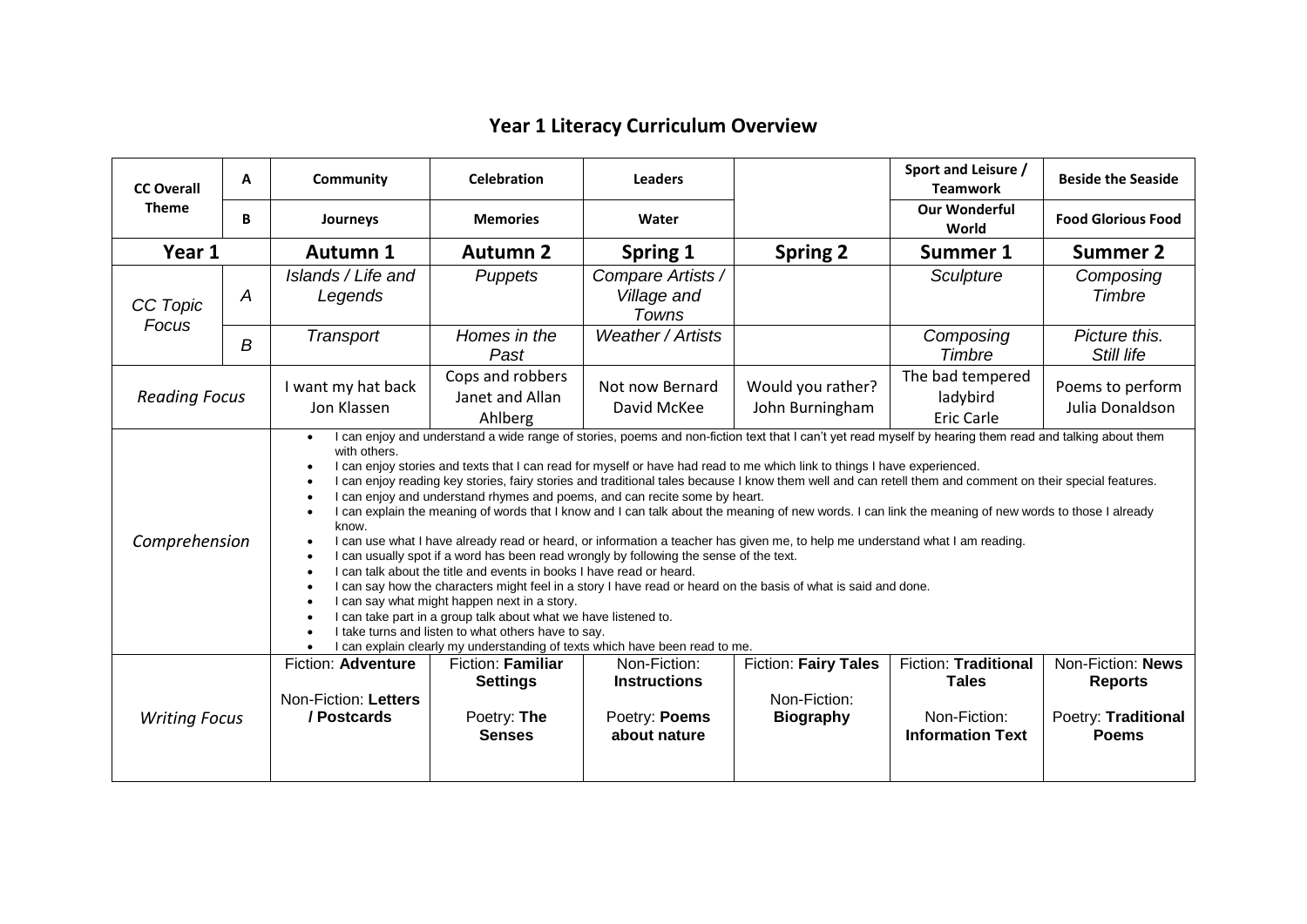# Year 1 Literacy Curriculum Overview

| CC Overall Theme | | Autumn 1 | Autumn 2 | Spring 1 | Spring 2 | Summer 1 | Summer 2 |
|---|---|---|---|---|---|---|---|
| | **A** | **Community** | **Celebration** | **Leaders** | | **Sport and Leisure / Teamwork** | **Beside the Seaside** |
| | **B** | **Journeys** | **Memories** | **Water** | | **Our Wonderful World** | **Food Glorious Food** |
| **Year 1** | | **Autumn 1** | **Autumn 2** | **Spring 1** | **Spring 2** | **Summer 1** | **Summer 2** |
| *CC Topic Focus* | *A* | *Islands / Life and Legends* | *Puppets* | *Compare Artists / Village and Towns* | | *Sculpture* | *Composing Timbre* |
| | *B* | *Transport* | *Homes in the Past* | *Weather / Artists* | | *Composing Timbre* | *Picture this. Still life* |
| *Reading Focus* | | I want my hat back Jon Klassen | Cops and robbers Janet and Allan Ahlberg | Not now Bernard David McKee | Would you rather? John Burningham | The bad tempered ladybird Eric Carle | Poems to perform Julia Donaldson |
| *Comprehension* | | • I can enjoy and understand a wide range of stories, poems and non-fiction text that I can't yet read myself by hearing them read and talking about them with others.<br>• I can enjoy stories and texts that I can read for myself or have had read to me which link to things I have experienced.<br>• I can enjoy reading key stories, fairy stories and traditional tales because I know them well and can retell them and comment on their special features.<br>• I can enjoy and understand rhymes and poems, and can recite some by heart.<br>• I can explain the meaning of words that I know and I can talk about the meaning of new words. I can link the meaning of new words to those I already know.<br>• I can use what I have already read or heard, or information a teacher has given me, to help me understand what I am reading.<br>• I can usually spot if a word has been read wrongly by following the sense of the text.<br>• I can talk about the title and events in books I have read or heard.<br>• I can say how the characters might feel in a story I have read or heard on the basis of what is said and done.<br>• I can say what might happen next in a story.<br>• I can take part in a group talk about what we have listened to.<br>• I take turns and listen to what others have to say.<br>• I can explain clearly my understanding of texts which have been read to me. | | | | | |
| *Writing Focus* | | Fiction: **Adventure**<br><br>Non-Fiction: **Letters / Postcards** | Fiction: **Familiar Settings**<br><br>Poetry: **The Senses** | Non-Fiction: **Instructions**<br><br>Poetry: **Poems about nature** | Fiction: **Fairy Tales**<br><br>Non-Fiction: **Biography** | Fiction: **Traditional Tales**<br><br>Non-Fiction: **Information Text** | Non-Fiction: **News Reports**<br><br>Poetry: **Traditional Poems** |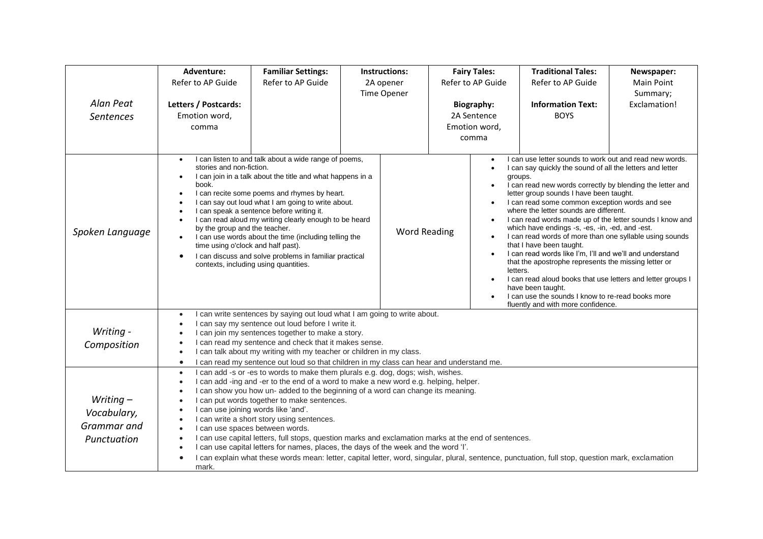| | | | | | | |
|---|---|---|---|---|---|---|
| *Alan Peat Sentences* | **Adventure:** Refer to AP Guide<br><br>**Letters / Postcards:** Emotion word, comma | **Familiar Settings:** Refer to AP Guide | **Instructions:** 2A opener Time Opener | **Fairy Tales:** Refer to AP Guide<br><br>**Biography:** 2A Sentence Emotion word, comma | **Traditional Tales:** Refer to AP Guide<br><br>**Information Text:** BOYS | **Newspaper:** Main Point Summary; Exclamation! |

| | | | |
|---|---|---|---|
| *Spoken Language* | • I can listen to and talk about a wide range of poems, stories and non-fiction.<br>• I can join in a talk about the title and what happens in a book.<br>• I can recite some poems and rhymes by heart.<br>• I can say out loud what I am going to write about.<br>• I can speak a sentence before writing it.<br>• I can read aloud my writing clearly enough to be heard by the group and the teacher.<br>• I can use words about the time (including telling the time using o'clock and half past).<br>• I can discuss and solve problems in familiar practical contexts, including using quantities. | Word Reading | • I can use letter sounds to work out and read new words.<br>• I can say quickly the sound of all the letters and letter groups.<br>• I can read new words correctly by blending the letter and letter group sounds I have been taught.<br>• I can read some common exception words and see where the letter sounds are different.<br>• I can read words made up of the letter sounds I know and which have endings -s, -es, -in, -ed, and -est.<br>• I can read words of more than one syllable using sounds that I have been taught.<br>• I can read words like I'm, I'll and we'll and understand that the apostrophe represents the missing letter or letters.<br>• I can read aloud books that use letters and letter groups I have been taught.<br>• I can use the sounds I know to re-read books more fluently and with more confidence. |

| | |
|---|---|
| *Writing - Composition* | • I can write sentences by saying out loud what I am going to write about.<br>• I can say my sentence out loud before I write it.<br>• I can join my sentences together to make a story.<br>• I can read my sentence and check that it makes sense.<br>• I can talk about my writing with my teacher or children in my class.<br>• I can read my sentence out loud so that children in my class can hear and understand me. |
| *Writing – Vocabulary, Grammar and Punctuation* | • I can add -s or -es to words to make them plurals e.g. dog, dogs; wish, wishes.<br>• I can add -ing and -er to the end of a word to make a new word e.g. helping, helper.<br>• I can show you how un- added to the beginning of a word can change its meaning.<br>• I can put words together to make sentences.<br>• I can use joining words like 'and'.<br>• I can write a short story using sentences.<br>• I can use spaces between words.<br>• I can use capital letters, full stops, question marks and exclamation marks at the end of sentences.<br>• I can use capital letters for names, places, the days of the week and the word 'I'.<br>• I can explain what these words mean: letter, capital letter, word, singular, plural, sentence, punctuation, full stop, question mark, exclamation mark. |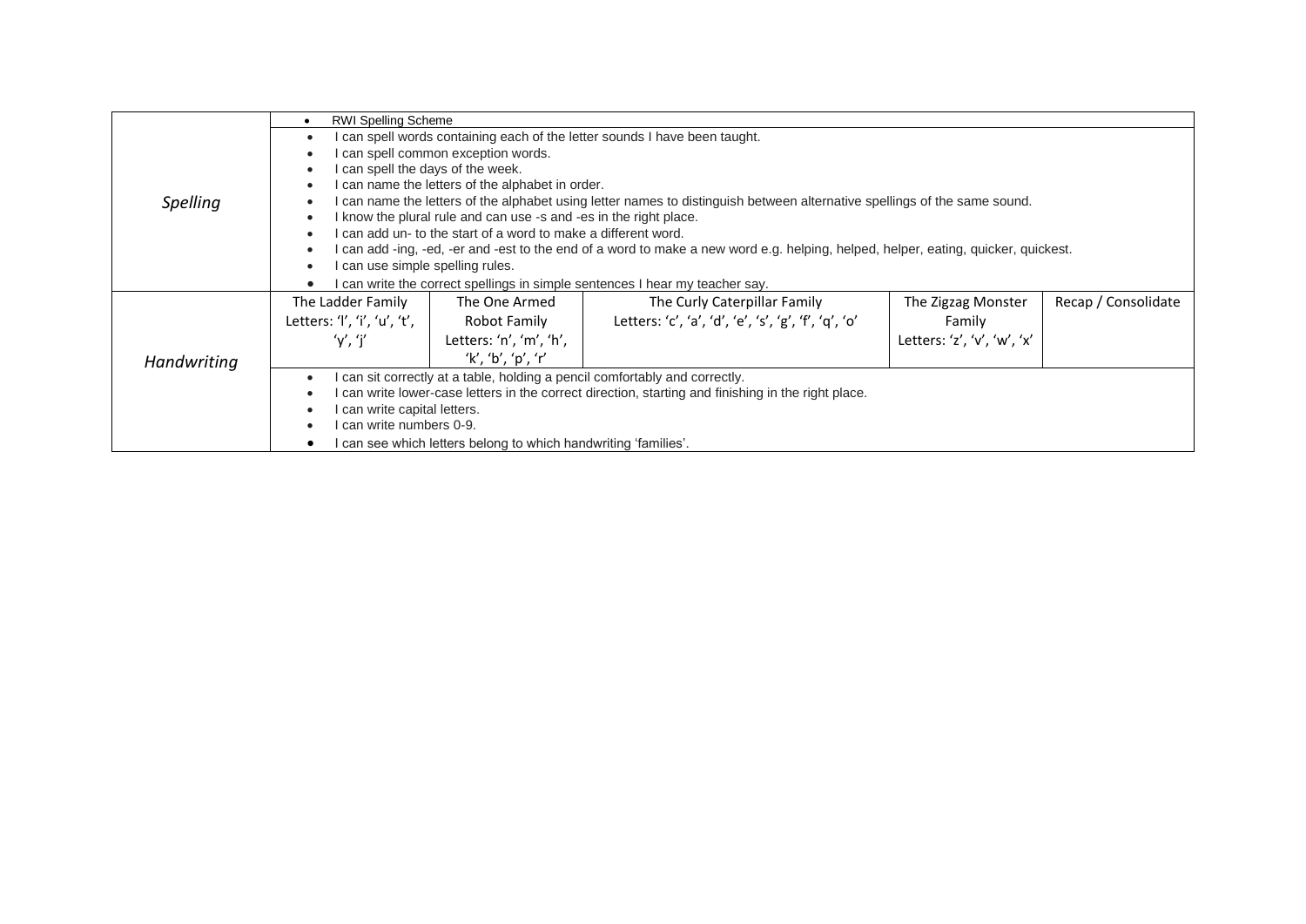| | | | | | |
|---|---|---|---|---|---|
| *Spelling* | • RWI Spelling Scheme | | | | |
| | • I can spell words containing each of the letter sounds I have been taught.<br>• I can spell common exception words.<br>• I can spell the days of the week.<br>• I can name the letters of the alphabet in order.<br>• I can name the letters of the alphabet using letter names to distinguish between alternative spellings of the same sound.<br>• I know the plural rule and can use -s and -es in the right place.<br>• I can add un- to the start of a word to make a different word.<br>• I can add -ing, -ed, -er and -est to the end of a word to make a new word e.g. helping, helped, helper, eating, quicker, quickest.<br>• I can use simple spelling rules.<br>• I can write the correct spellings in simple sentences I hear my teacher say. | | | | |
| *Handwriting* | The Ladder Family<br>Letters: 'l', 'i', 'u', 't', 'y', 'j' | The One Armed Robot Family<br>Letters: 'n', 'm', 'h', 'k', 'b', 'p', 'r' | The Curly Caterpillar Family<br>Letters: 'c', 'a', 'd', 'e', 's', 'g', 'f', 'q', 'o' | The Zigzag Monster Family<br>Letters: 'z', 'v', 'w', 'x' | Recap / Consolidate |
| | • I can sit correctly at a table, holding a pencil comfortably and correctly.<br>• I can write lower-case letters in the correct direction, starting and finishing in the right place.<br>• I can write capital letters.<br>• I can write numbers 0-9.<br>• I can see which letters belong to which handwriting 'families'. | | | | |